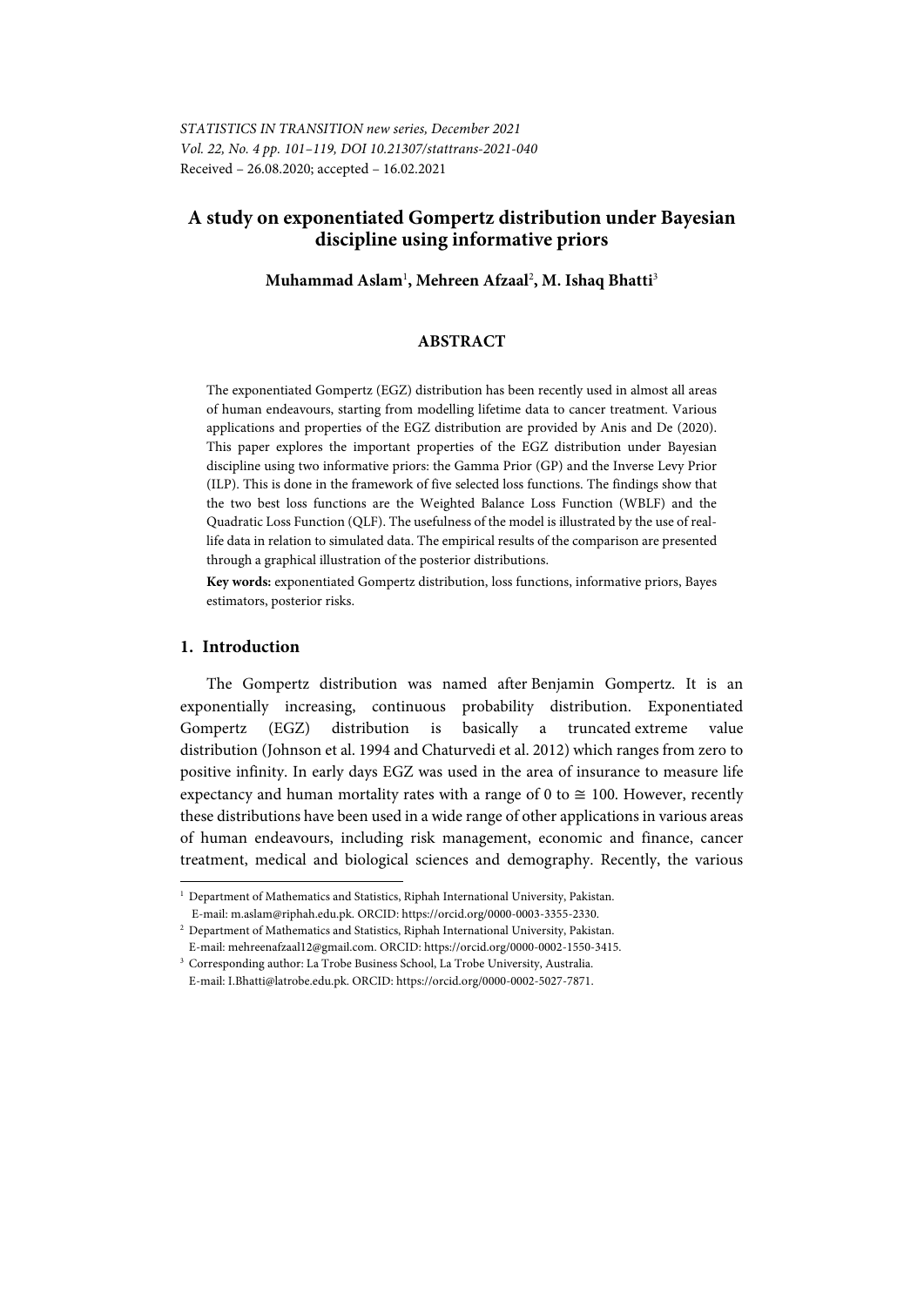*STATISTICS IN TRANSITION new series, December 2021*
*Vol. 22, No. 4 pp. 101–119, DOI 10.21307/stattrans-2021-040*
Received – 26.08.2020; accepted – 16.02.2021

# A study on exponentiated Gompertz distribution under Bayesian discipline using informative priors

**Muhammad Aslam[1], Mehreen Afzaal[2], M. Ishaq Bhatti[3]**

## ABSTRACT

The exponentiated Gompertz (EGZ) distribution has been recently used in almost all areas of human endeavours, starting from modelling lifetime data to cancer treatment. Various applications and properties of the EGZ distribution are provided by Anis and De (2020). This paper explores the important properties of the EGZ distribution under Bayesian discipline using two informative priors: the Gamma Prior (GP) and the Inverse Levy Prior (ILP). This is done in the framework of five selected loss functions. The findings show that the two best loss functions are the Weighted Balance Loss Function (WBLF) and the Quadratic Loss Function (QLF). The usefulness of the model is illustrated by the use of real-life data in relation to simulated data. The empirical results of the comparison are presented through a graphical illustration of the posterior distributions.

**Key words:** exponentiated Gompertz distribution, loss functions, informative priors, Bayes estimators, posterior risks.

## 1. Introduction

The Gompertz distribution was named after Benjamin Gompertz. It is an exponentially increasing, continuous probability distribution. Exponentiated Gompertz (EGZ) distribution is basically a truncated extreme value distribution (Johnson et al. 1994 and Chaturvedi et al. 2012) which ranges from zero to positive infinity. In early days EGZ was used in the area of insurance to measure life expectancy and human mortality rates with a range of 0 to $\cong$ 100. However, recently these distributions have been used in a wide range of other applications in various areas of human endeavours, including risk management, economic and finance, cancer treatment, medical and biological sciences and demography. Recently, the various

[1] Department of Mathematics and Statistics, Riphah International University, Pakistan. E-mail: m.aslam@riphah.edu.pk. ORCID: https://orcid.org/0000-0003-3355-2330.

[2] Department of Mathematics and Statistics, Riphah International University, Pakistan. E-mail: mehreenafzaal12@gmail.com. ORCID: https://orcid.org/0000-0002-1550-3415.

[3] Corresponding author: La Trobe Business School, La Trobe University, Australia. E-mail: I.Bhatti@latrobe.edu.pk. ORCID: https://orcid.org/0000-0002-5027-7871.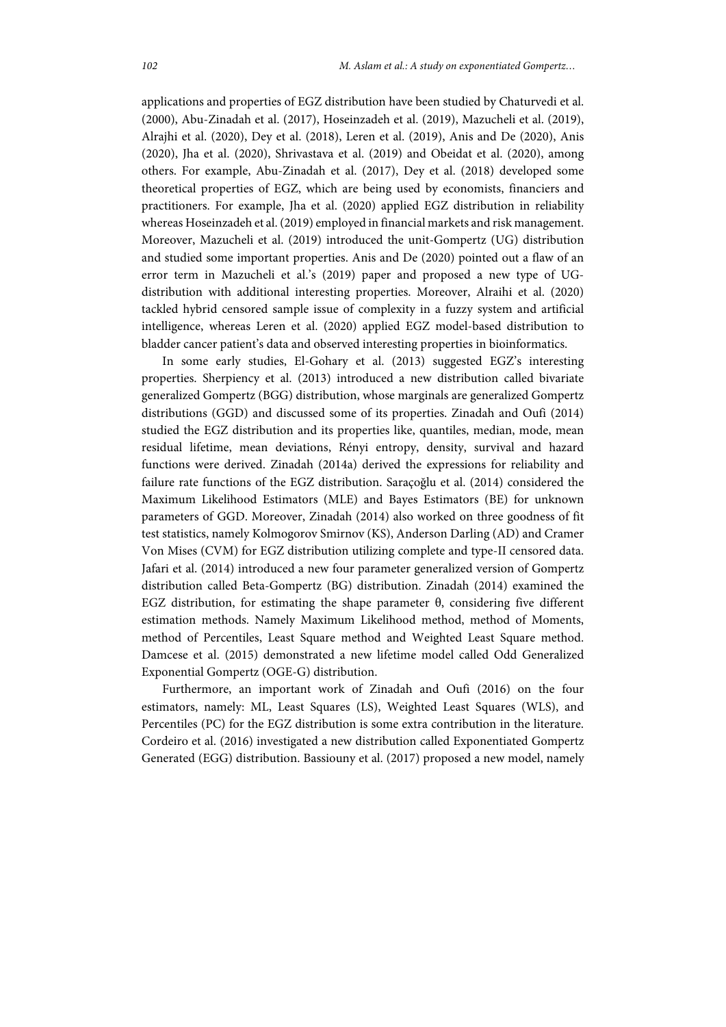applications and properties of EGZ distribution have been studied by Chaturvedi et al. (2000), Abu-Zinadah et al. (2017), Hoseinzadeh et al. (2019), Mazucheli et al. (2019), Alrajhi et al. (2020), Dey et al. (2018), Leren et al. (2019), Anis and De (2020), Anis (2020), Jha et al. (2020), Shrivastava et al. (2019) and Obeidat et al. (2020), among others. For example, Abu-Zinadah et al. (2017), Dey et al. (2018) developed some theoretical properties of EGZ, which are being used by economists, financiers and practitioners. For example, Jha et al. (2020) applied EGZ distribution in reliability whereas Hoseinzadeh et al. (2019) employed in financial markets and risk management. Moreover, Mazucheli et al. (2019) introduced the unit-Gompertz (UG) distribution and studied some important properties. Anis and De (2020) pointed out a flaw of an error term in Mazucheli et al.'s (2019) paper and proposed a new type of UG-distribution with additional interesting properties. Moreover, Alraihi et al. (2020) tackled hybrid censored sample issue of complexity in a fuzzy system and artificial intelligence, whereas Leren et al. (2020) applied EGZ model-based distribution to bladder cancer patient's data and observed interesting properties in bioinformatics.

In some early studies, El-Gohary et al. (2013) suggested EGZ's interesting properties. Sherpiency et al. (2013) introduced a new distribution called bivariate generalized Gompertz (BGG) distribution, whose marginals are generalized Gompertz distributions (GGD) and discussed some of its properties. Zinadah and Oufi (2014) studied the EGZ distribution and its properties like, quantiles, median, mode, mean residual lifetime, mean deviations, Rényi entropy, density, survival and hazard functions were derived. Zinadah (2014a) derived the expressions for reliability and failure rate functions of the EGZ distribution. Saraçoğlu et al. (2014) considered the Maximum Likelihood Estimators (MLE) and Bayes Estimators (BE) for unknown parameters of GGD. Moreover, Zinadah (2014) also worked on three goodness of fit test statistics, namely Kolmogorov Smirnov (KS), Anderson Darling (AD) and Cramer Von Mises (CVM) for EGZ distribution utilizing complete and type-II censored data. Jafari et al. (2014) introduced a new four parameter generalized version of Gompertz distribution called Beta-Gompertz (BG) distribution. Zinadah (2014) examined the EGZ distribution, for estimating the shape parameter $\theta$, considering five different estimation methods. Namely Maximum Likelihood method, method of Moments, method of Percentiles, Least Square method and Weighted Least Square method. Damcese et al. (2015) demonstrated a new lifetime model called Odd Generalized Exponential Gompertz (OGE-G) distribution.

Furthermore, an important work of Zinadah and Oufi (2016) on the four estimators, namely: ML, Least Squares (LS), Weighted Least Squares (WLS), and Percentiles (PC) for the EGZ distribution is some extra contribution in the literature. Cordeiro et al. (2016) investigated a new distribution called Exponentiated Gompertz Generated (EGG) distribution. Bassiouny et al. (2017) proposed a new model, namely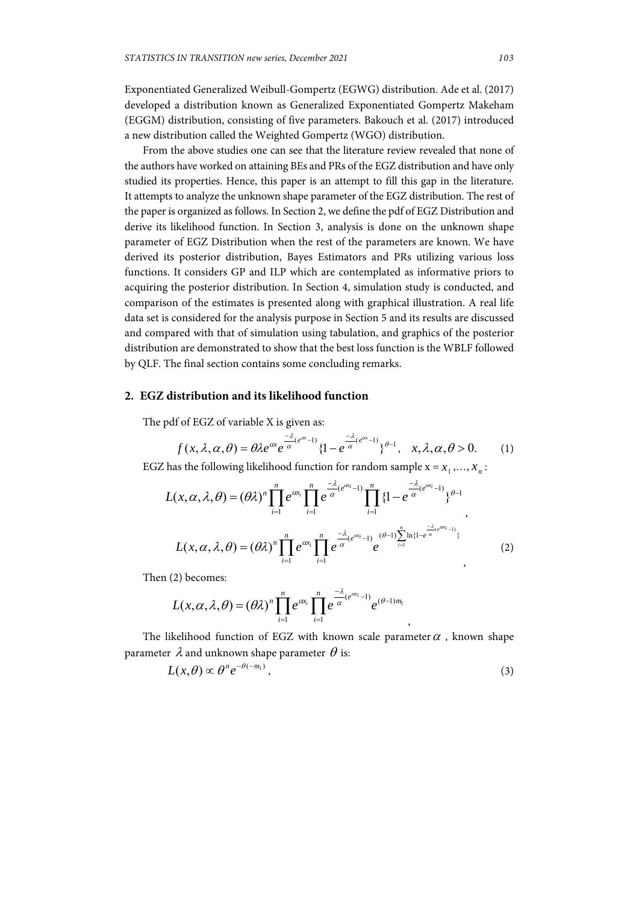Exponentiated Generalized Weibull-Gompertz (EGWG) distribution. Ade et al. (2017) developed a distribution known as Generalized Exponentiated Gompertz Makeham (EGGM) distribution, consisting of five parameters. Bakouch et al. (2017) introduced a new distribution called the Weighted Gompertz (WGO) distribution.

From the above studies one can see that the literature review revealed that none of the authors have worked on attaining BEs and PRs of the EGZ distribution and have only studied its properties. Hence, this paper is an attempt to fill this gap in the literature. It attempts to analyze the unknown shape parameter of the EGZ distribution. The rest of the paper is organized as follows. In Section 2, we define the pdf of EGZ Distribution and derive its likelihood function. In Section 3, analysis is done on the unknown shape parameter of EGZ Distribution when the rest of the parameters are known. We have derived its posterior distribution, Bayes Estimators and PRs utilizing various loss functions. It considers GP and ILP which are contemplated as informative priors to acquiring the posterior distribution. In Section 4, simulation study is conducted, and comparison of the estimates is presented along with graphical illustration. A real life data set is considered for the analysis purpose in Section 5 and its results are discussed and compared with that of simulation using tabulation, and graphics of the posterior distribution are demonstrated to show that the best loss function is the WBLF followed by QLF. The final section contains some concluding remarks.

## 2. EGZ distribution and its likelihood function

The pdf of EGZ of variable X is given as:

$$f(x,\lambda,\alpha,\theta) = \theta\lambda e^{\alpha x} e^{\frac{-\lambda}{\alpha}(e^{\alpha x}-1)} \{1 - e^{\frac{-\lambda}{\alpha}(e^{\alpha x}-1)}\}^{\theta-1}, \quad x,\lambda,\alpha,\theta > 0. \tag{1}$$

EGZ has the following likelihood function for random sample $\mathrm{x} = x_1, \ldots, x_n$ :

$$L(x,\alpha,\lambda,\theta) = (\theta\lambda)^n \prod_{i=1}^{n} e^{\alpha x_i} \prod_{i=1}^{n} e^{\frac{-\lambda}{\alpha}(e^{\alpha x_i}-1)} \prod_{i=1}^{n} \{1 - e^{\frac{-\lambda}{\alpha}(e^{\alpha x_i}-1)}\}^{\theta-1},$$

$$L(x,\alpha,\lambda,\theta) = (\theta\lambda)^n \prod_{i=1}^{n} e^{\alpha x_i} \prod_{i=1}^{n} e^{\frac{-\lambda}{\alpha}(e^{\alpha x_i}-1)} e^{(\theta-1)\sum_{i=1}^{n} \ln\{1 - e^{\frac{-\lambda}{\alpha}(e^{\alpha x_i}-1)}\}}, \tag{2}$$

Then (2) becomes:

$$L(x,\alpha,\lambda,\theta) = (\theta\lambda)^n \prod_{i=1}^{n} e^{\alpha x_i} \prod_{i=1}^{n} e^{\frac{-\lambda}{\alpha}(e^{\alpha x_i}-1)} e^{(\theta-1)m_1},$$

The likelihood function of EGZ with known scale parameter $\alpha$ , known shape parameter $\lambda$ and unknown shape parameter $\theta$ is:

$$L(x,\theta) \propto \theta^n e^{-\theta(-m_1)}, \tag{3}$$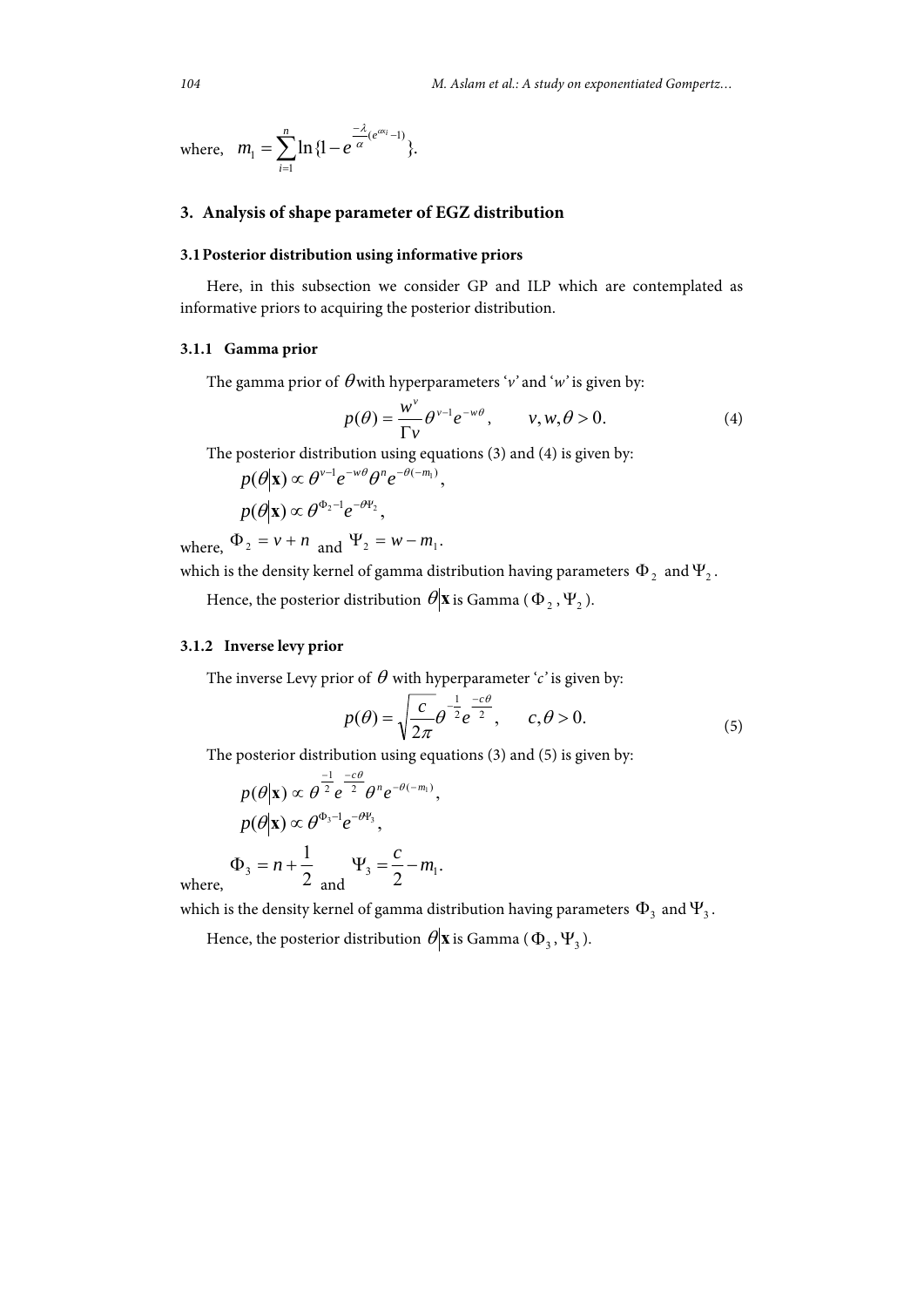where, $m_1 = \sum_{i=1}^{n} \ln\{1 - e^{\frac{-\lambda}{\alpha}(e^{\alpha x_i} - 1)}\}.$

## 3. Analysis of shape parameter of EGZ distribution

### 3.1 Posterior distribution using informative priors

Here, in this subsection we consider GP and ILP which are contemplated as informative priors to acquiring the posterior distribution.

#### 3.1.1 Gamma prior

The gamma prior of $\theta$ with hyperparameters '$v$' and '$w$' is given by:

$$p(\theta) = \frac{w^v}{\Gamma v}\theta^{v-1}e^{-w\theta}, \qquad v, w, \theta > 0. \tag{4}$$

The posterior distribution using equations (3) and (4) is given by:

$$p(\theta|\mathbf{x}) \propto \theta^{v-1}e^{-w\theta}\theta^n e^{-\theta(-m_1)},$$

$$p(\theta|\mathbf{x}) \propto \theta^{\Phi_2 - 1}e^{-\theta\Psi_2},$$

where, $\Phi_2 = v + n$ and $\Psi_2 = w - m_1$.

which is the density kernel of gamma distribution having parameters $\Phi_2$ and $\Psi_2$.

Hence, the posterior distribution $\theta|\mathbf{x}$ is Gamma ($\Phi_2$, $\Psi_2$).

#### 3.1.2 Inverse levy prior

The inverse Levy prior of $\theta$ with hyperparameter '$c$' is given by:

$$p(\theta) = \sqrt{\frac{c}{2\pi}}\theta^{-\frac{1}{2}}e^{\frac{-c\theta}{2}}, \qquad c, \theta > 0. \tag{5}$$

The posterior distribution using equations (3) and (5) is given by:

$$p(\theta|\mathbf{x}) \propto \theta^{\frac{-1}{2}}e^{\frac{-c\theta}{2}}\theta^n e^{-\theta(-m_1)},$$

$$p(\theta|\mathbf{x}) \propto \theta^{\Phi_3 - 1}e^{-\theta\Psi_3},$$

where, $\Phi_3 = n + \frac{1}{2}$ and $\Psi_3 = \frac{c}{2} - m_1$.

which is the density kernel of gamma distribution having parameters $\Phi_3$ and $\Psi_3$.

Hence, the posterior distribution $\theta|\mathbf{x}$ is Gamma ($\Phi_3$, $\Psi_3$).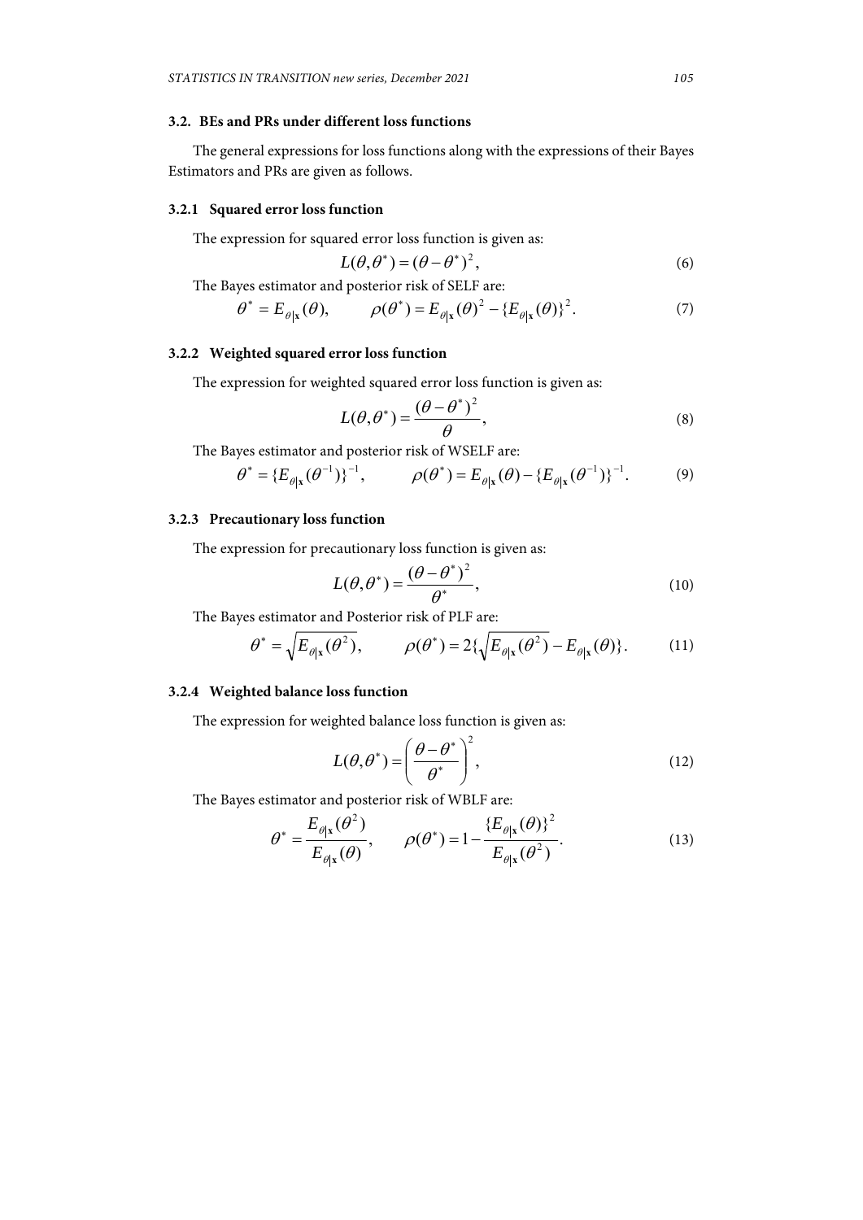### 3.2. BEs and PRs under different loss functions

The general expressions for loss functions along with the expressions of their Bayes Estimators and PRs are given as follows.

#### 3.2.1 Squared error loss function

The expression for squared error loss function is given as:

$$L(\theta,\theta^*) = (\theta-\theta^*)^2, \tag{6}$$

The Bayes estimator and posterior risk of SELF are:

$$\theta^* = E_{\theta|\mathbf{x}}(\theta), \qquad \rho(\theta^*) = E_{\theta|\mathbf{x}}(\theta)^2 - \{E_{\theta|\mathbf{x}}(\theta)\}^2. \tag{7}$$

#### 3.2.2 Weighted squared error loss function

The expression for weighted squared error loss function is given as:

$$L(\theta,\theta^*) = \frac{(\theta-\theta^*)^2}{\theta}, \tag{8}$$

The Bayes estimator and posterior risk of WSELF are:

$$\theta^* = \{E_{\theta|\mathbf{x}}(\theta^{-1})\}^{-1}, \qquad \rho(\theta^*) = E_{\theta|\mathbf{x}}(\theta) - \{E_{\theta|\mathbf{x}}(\theta^{-1})\}^{-1}. \tag{9}$$

#### 3.2.3 Precautionary loss function

The expression for precautionary loss function is given as:

$$L(\theta,\theta^*) = \frac{(\theta-\theta^*)^2}{\theta^*}, \tag{10}$$

The Bayes estimator and Posterior risk of PLF are:

$$\theta^* = \sqrt{E_{\theta|\mathbf{x}}(\theta^2)}, \qquad \rho(\theta^*) = 2\{\sqrt{E_{\theta|\mathbf{x}}(\theta^2)} - E_{\theta|\mathbf{x}}(\theta)\}. \tag{11}$$

#### 3.2.4 Weighted balance loss function

The expression for weighted balance loss function is given as:

$$L(\theta,\theta^*) = \left(\frac{\theta-\theta^*}{\theta^*}\right)^2, \tag{12}$$

The Bayes estimator and posterior risk of WBLF are:

$$\theta^* = \frac{E_{\theta|\mathbf{x}}(\theta^2)}{E_{\theta|\mathbf{x}}(\theta)}, \qquad \rho(\theta^*) = 1 - \frac{\{E_{\theta|\mathbf{x}}(\theta)\}^2}{E_{\theta|\mathbf{x}}(\theta^2)}. \tag{13}$$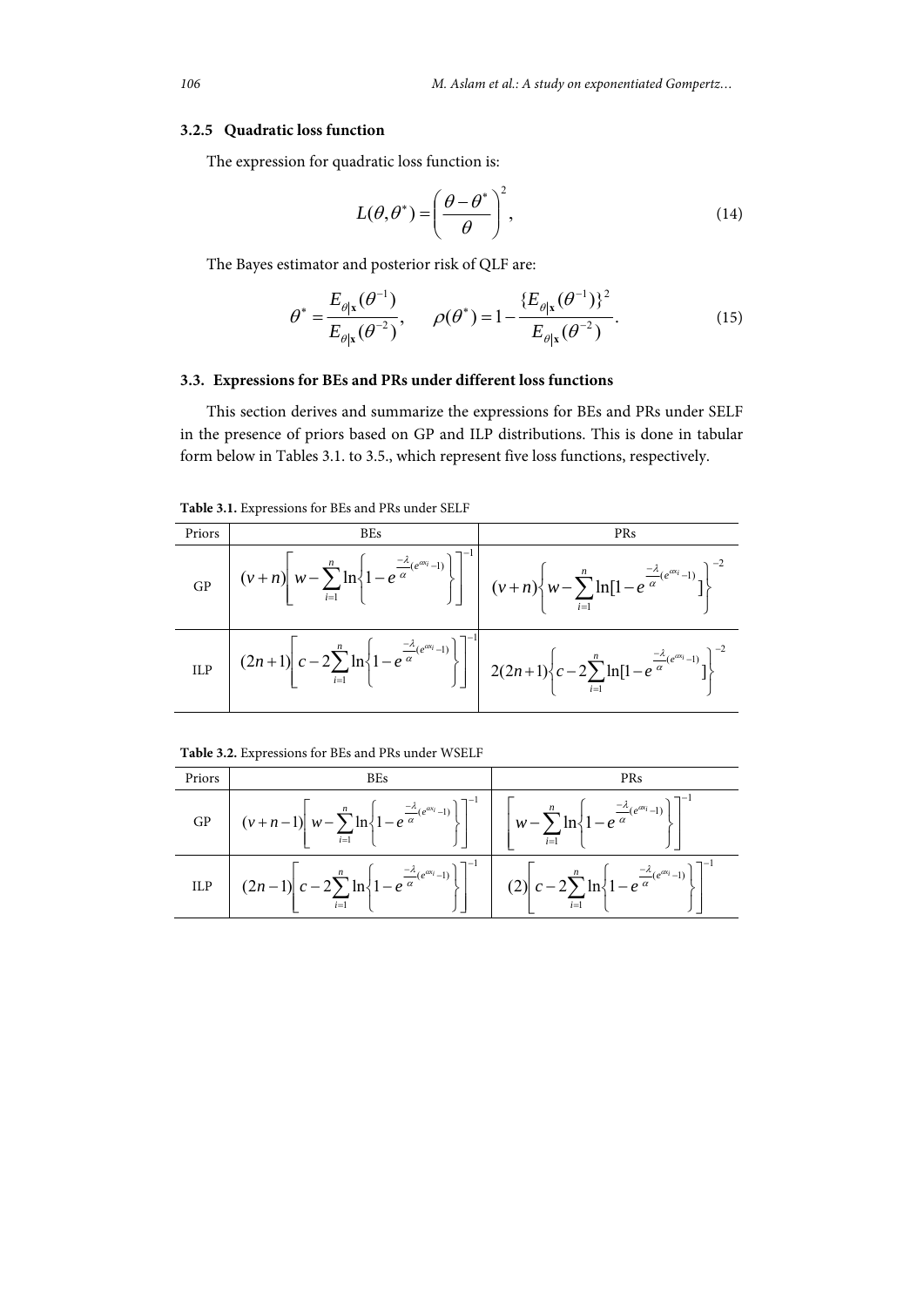### 3.2.5 Quadratic loss function

The expression for quadratic loss function is:

$$L(\theta,\theta^*)=\left(\frac{\theta-\theta^*}{\theta}\right)^2, \tag{14}$$

The Bayes estimator and posterior risk of QLF are:

$$\theta^*=\frac{E_{\theta|\mathbf{x}}(\theta^{-1})}{E_{\theta|\mathbf{x}}(\theta^{-2})}, \qquad \rho(\theta^*)=1-\frac{\{E_{\theta|\mathbf{x}}(\theta^{-1})\}^2}{E_{\theta|\mathbf{x}}(\theta^{-2})}. \tag{15}$$

### 3.3. Expressions for BEs and PRs under different loss functions

This section derives and summarize the expressions for BEs and PRs under SELF in the presence of priors based on GP and ILP distributions. This is done in tabular form below in Tables 3.1. to 3.5., which represent five loss functions, respectively.

**Table 3.1.** Expressions for BEs and PRs under SELF

| Priors | BEs | PRs |
|---|---|---|
| GP | $(v+n)\left[w-\sum_{i=1}^{n}\ln\left\{1-e^{\frac{-\lambda}{\alpha}(e^{\alpha x_i}-1)}\right\}\right]^{-1}$ | $(v+n)\left\{w-\sum_{i=1}^{n}\ln[1-e^{\frac{-\lambda}{\alpha}(e^{\alpha x_i}-1)}]\right\}^{-2}$ |
| ILP | $(2n+1)\left[c-2\sum_{i=1}^{n}\ln\left\{1-e^{\frac{-\lambda}{\alpha}(e^{\alpha x_i}-1)}\right\}\right]^{-1}$ | $2(2n+1)\left\{c-2\sum_{i=1}^{n}\ln[1-e^{\frac{-\lambda}{\alpha}(e^{\alpha x_i}-1)}]\right\}^{-2}$ |

**Table 3.2.** Expressions for BEs and PRs under WSELF

| Priors | BEs | PRs |
|---|---|---|
| GP | $(v+n-1)\left[w-\sum_{i=1}^{n}\ln\left\{1-e^{\frac{-\lambda}{\alpha}(e^{\alpha x_i}-1)}\right\}\right]^{-1}$ | $\left[w-\sum_{i=1}^{n}\ln\left\{1-e^{\frac{-\lambda}{\alpha}(e^{\alpha x_i}-1)}\right\}\right]^{-1}$ |
| ILP | $(2n-1)\left[c-2\sum_{i=1}^{n}\ln\left\{1-e^{\frac{-\lambda}{\alpha}(e^{\alpha x_i}-1)}\right\}\right]^{-1}$ | $(2)\left[c-2\sum_{i=1}^{n}\ln\left\{1-e^{\frac{-\lambda}{\alpha}(e^{\alpha x_i}-1)}\right\}\right]^{-1}$ |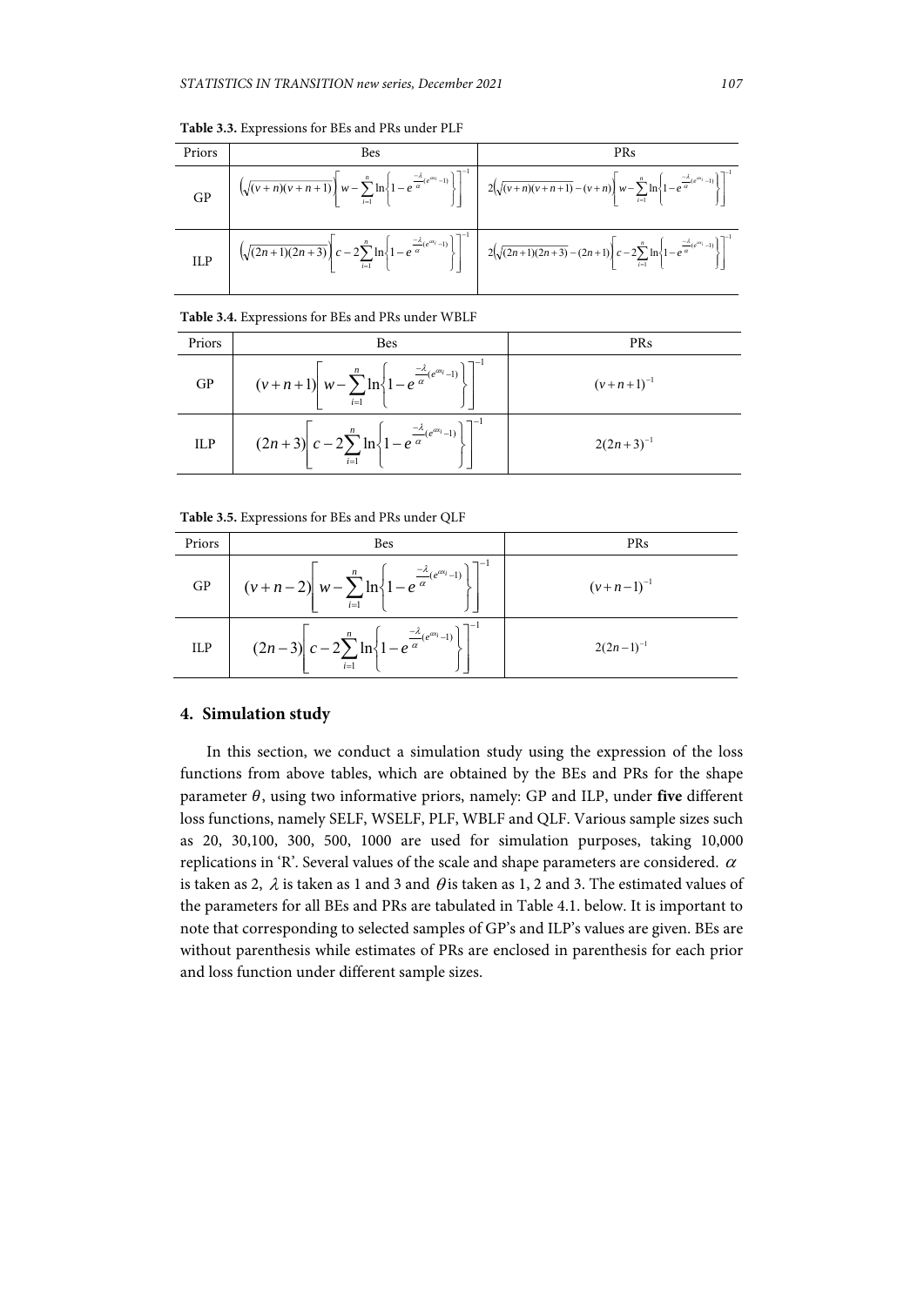**Table 3.3.** Expressions for BEs and PRs under PLF

| Priors | Bes | PRs |
|---|---|---|
| GP | $\left(\sqrt{(v+n)(v+n+1)}\right)\left[w-\sum_{i=1}^{n}\ln\left\{1-e^{\frac{-\lambda}{\alpha}(e^{\alpha x_i}-1)}\right\}\right]^{-1}$ | $2\left(\sqrt{(v+n)(v+n+1)}-(v+n)\right)\left[w-\sum_{i=1}^{n}\ln\left\{1-e^{\frac{-\lambda}{\alpha}(e^{\alpha x_i}-1)}\right\}\right]^{-1}$ |
| ILP | $\left(\sqrt{(2n+1)(2n+3)}\right)\left[c-2\sum_{i=1}^{n}\ln\left\{1-e^{\frac{-\lambda}{\alpha}(e^{\alpha x_i}-1)}\right\}\right]^{-1}$ | $2\left(\sqrt{(2n+1)(2n+3)}-(2n+1)\right)\left[c-2\sum_{i=1}^{n}\ln\left\{1-e^{\frac{-\lambda}{\alpha}(e^{\alpha x_i}-1)}\right\}\right]^{-1}$ |

**Table 3.4.** Expressions for BEs and PRs under WBLF

| Priors | Bes | PRs |
|---|---|---|
| GP | $(v+n+1)\left[w-\sum_{i=1}^{n}\ln\left\{1-e^{\frac{-\lambda}{\alpha}(e^{\alpha x_i}-1)}\right\}\right]^{-1}$ | $(v+n+1)^{-1}$ |
| ILP | $(2n+3)\left[c-2\sum_{i=1}^{n}\ln\left\{1-e^{\frac{-\lambda}{\alpha}(e^{\alpha x_i}-1)}\right\}\right]^{-1}$ | $2(2n+3)^{-1}$ |

**Table 3.5.** Expressions for BEs and PRs under QLF

| Priors | Bes | PRs |
|---|---|---|
| GP | $(v+n-2)\left[w-\sum_{i=1}^{n}\ln\left\{1-e^{\frac{-\lambda}{\alpha}(e^{\alpha x_i}-1)}\right\}\right]^{-1}$ | $(v+n-1)^{-1}$ |
| ILP | $(2n-3)\left[c-2\sum_{i=1}^{n}\ln\left\{1-e^{\frac{-\lambda}{\alpha}(e^{\alpha x_i}-1)}\right\}\right]^{-1}$ | $2(2n-1)^{-1}$ |

## 4. Simulation study

In this section, we conduct a simulation study using the expression of the loss functions from above tables, which are obtained by the BEs and PRs for the shape parameter $\theta$, using two informative priors, namely: GP and ILP, under **five** different loss functions, namely SELF, WSELF, PLF, WBLF and QLF. Various sample sizes such as 20, 30,100, 300, 500, 1000 are used for simulation purposes, taking 10,000 replications in 'R'. Several values of the scale and shape parameters are considered. $\alpha$ is taken as 2, $\lambda$ is taken as 1 and 3 and $\theta$ is taken as 1, 2 and 3. The estimated values of the parameters for all BEs and PRs are tabulated in Table 4.1. below. It is important to note that corresponding to selected samples of GP's and ILP's values are given. BEs are without parenthesis while estimates of PRs are enclosed in parenthesis for each prior and loss function under different sample sizes.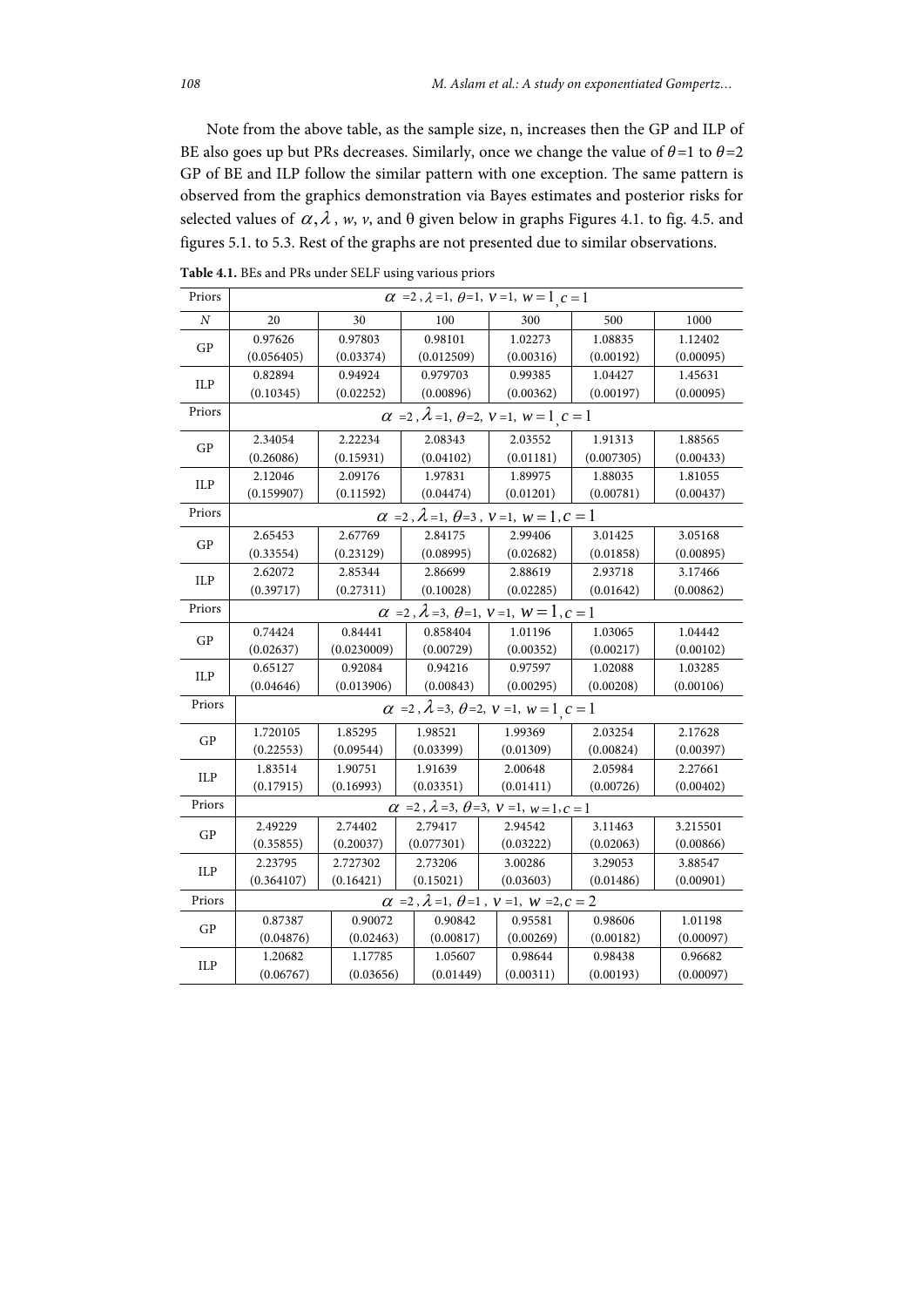Note from the above table, as the sample size, n, increases then the GP and ILP of BE also goes up but PRs decreases. Similarly, once we change the value of $\theta=1$ to $\theta=2$ GP of BE and ILP follow the similar pattern with one exception. The same pattern is observed from the graphics demonstration via Bayes estimates and posterior risks for selected values of $\alpha, \lambda$, $w$, $v$, and θ given below in graphs Figures 4.1. to fig. 4.5. and figures 5.1. to 5.3. Rest of the graphs are not presented due to similar observations.

**Table 4.1.** BEs and PRs under SELF using various priors

| Priors | $\alpha=2, \lambda=1, \theta=1, v=1, w=1, c=1$ | | | | | |
|---|---|---|---|---|---|---|
| $N$ | 20 | 30 | 100 | 300 | 500 | 1000 |
| GP | 0.97626<br>(0.056405) | 0.97803<br>(0.03374) | 0.98101<br>(0.012509) | 1.02273<br>(0.00316) | 1.08835<br>(0.00192) | 1.12402<br>(0.00095) |
| ILP | 0.82894<br>(0.10345) | 0.94924<br>(0.02252) | 0.979703<br>(0.00896) | 0.99385<br>(0.00362) | 1.04427<br>(0.00197) | 1.45631<br>(0.00095) |
| Priors | $\alpha=2, \lambda=1, \theta=2, v=1, w=1, c=1$ | | | | | |
| GP | 2.34054<br>(0.26086) | 2.22234<br>(0.15931) | 2.08343<br>(0.04102) | 2.03552<br>(0.01181) | 1.91313<br>(0.007305) | 1.88565<br>(0.00433) |
| ILP | 2.12046<br>(0.159907) | 2.09176<br>(0.11592) | 1.97831<br>(0.04474) | 1.89975<br>(0.01201) | 1.88035<br>(0.00781) | 1.81055<br>(0.00437) |
| Priors | $\alpha=2, \lambda=1, \theta=3, v=1, w=1, c=1$ | | | | | |
| GP | 2.65453<br>(0.33554) | 2.67769<br>(0.23129) | 2.84175<br>(0.08995) | 2.99406<br>(0.02682) | 3.01425<br>(0.01858) | 3.05168<br>(0.00895) |
| ILP | 2.62072<br>(0.39717) | 2.85344<br>(0.27311) | 2.86699<br>(0.10028) | 2.88619<br>(0.02285) | 2.93718<br>(0.01642) | 3.17466<br>(0.00862) |
| Priors | $\alpha=2, \lambda=3, \theta=1, v=1, w=1, c=1$ | | | | | |
| GP | 0.74424<br>(0.02637) | 0.84441<br>(0.0230009) | 0.858404<br>(0.00729) | 1.01196<br>(0.00352) | 1.03065<br>(0.00217) | 1.04442<br>(0.00102) |
| ILP | 0.65127<br>(0.04646) | 0.92084<br>(0.013906) | 0.94216<br>(0.00843) | 0.97597<br>(0.00295) | 1.02088<br>(0.00208) | 1.03285<br>(0.00106) |
| Priors | $\alpha=2, \lambda=3, \theta=2, v=1, w=1, c=1$ | | | | | |
| GP | 1.720105<br>(0.22553) | 1.85295<br>(0.09544) | 1.98521<br>(0.03399) | 1.99369<br>(0.01309) | 2.03254<br>(0.00824) | 2.17628<br>(0.00397) |
| ILP | 1.83514<br>(0.17915) | 1.90751<br>(0.16993) | 1.91639<br>(0.03351) | 2.00648<br>(0.01411) | 2.05984<br>(0.00726) | 2.27661<br>(0.00402) |
| Priors | $\alpha=2, \lambda=3, \theta=3, v=1, w=1, c=1$ | | | | | |
| GP | 2.49229<br>(0.35855) | 2.74402<br>(0.20037) | 2.79417<br>(0.077301) | 2.94542<br>(0.03222) | 3.11463<br>(0.02063) | 3.215501<br>(0.00866) |
| ILP | 2.23795<br>(0.364107) | 2.727302<br>(0.16421) | 2.73206<br>(0.15021) | 3.00286<br>(0.03603) | 3.29053<br>(0.01486) | 3.88547<br>(0.00901) |
| Priors | $\alpha=2, \lambda=1, \theta=1, v=1, w=2, c=2$ | | | | | |
| GP | 0.87387<br>(0.04876) | 0.90072<br>(0.02463) | 0.90842<br>(0.00817) | 0.95581<br>(0.00269) | 0.98606<br>(0.00182) | 1.01198<br>(0.00097) |
| ILP | 1.20682<br>(0.06767) | 1.17785<br>(0.03656) | 1.05607<br>(0.01449) | 0.98644<br>(0.00311) | 0.98438<br>(0.00193) | 0.96682<br>(0.00097) |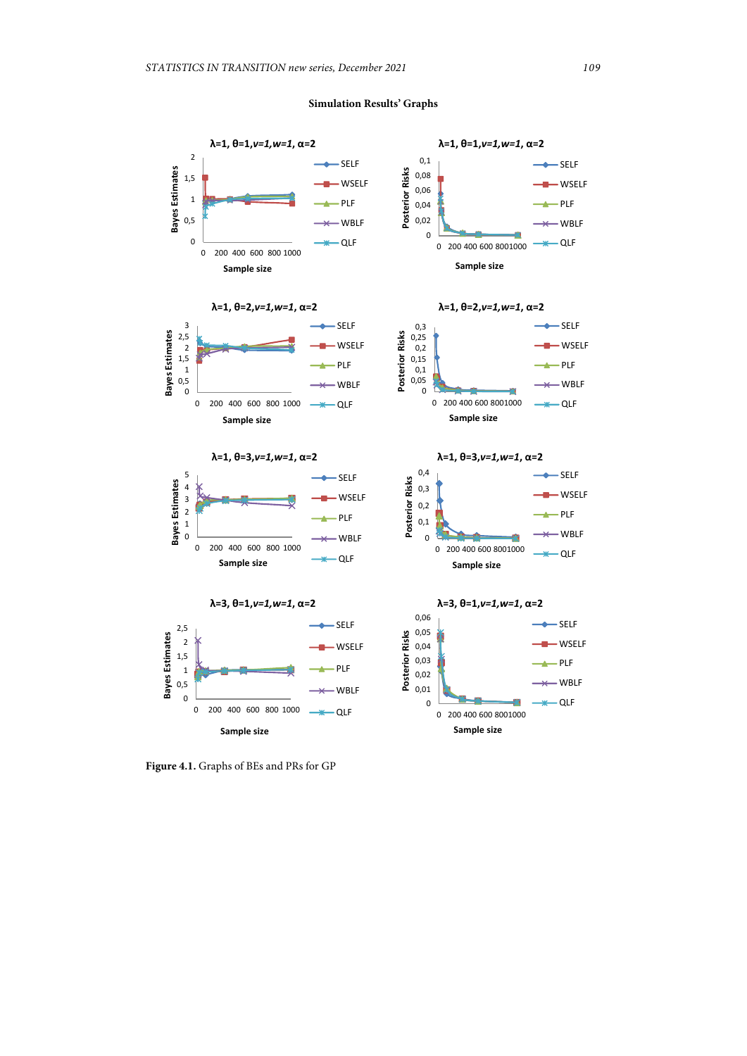**Simulation Results' Graphs**

Figure 4.1. Graphs of BEs and PRs for GP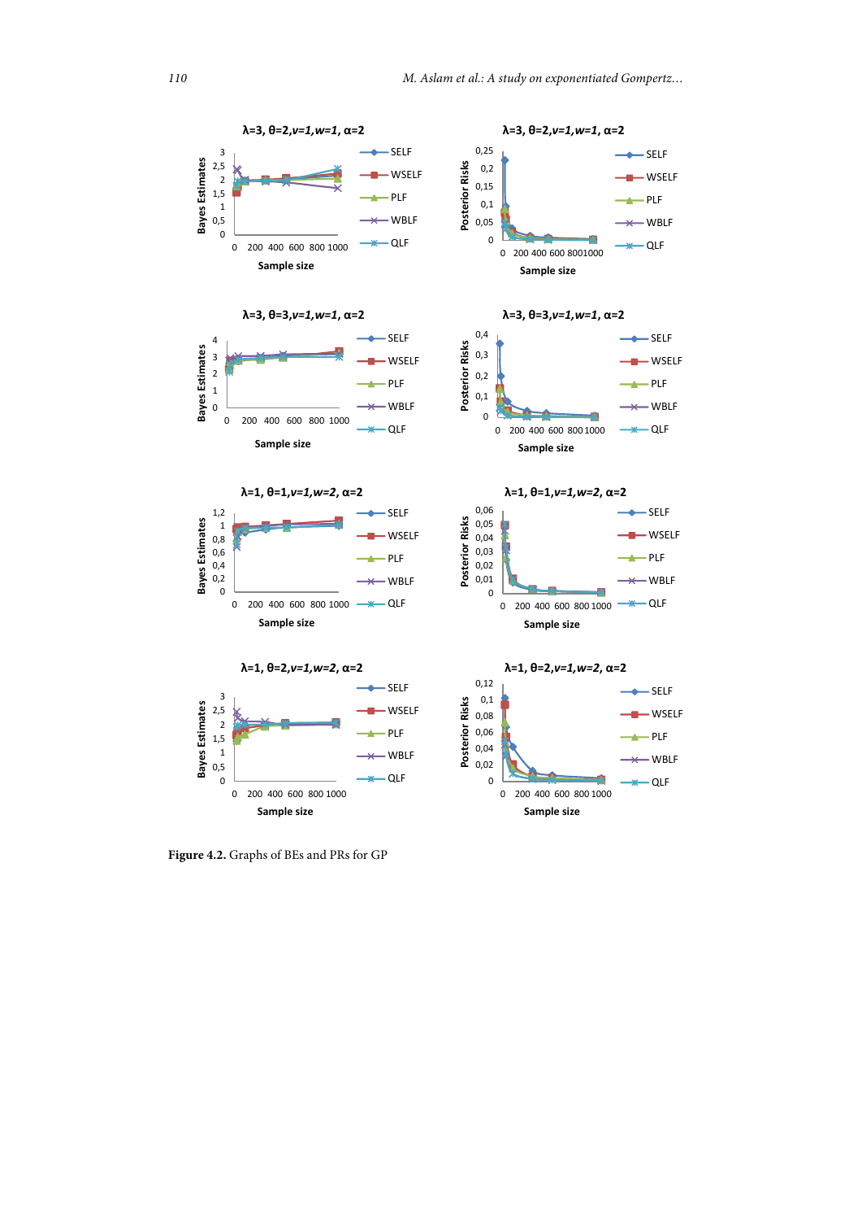**Figure 4.2.** Graphs of BEs and PRs for GP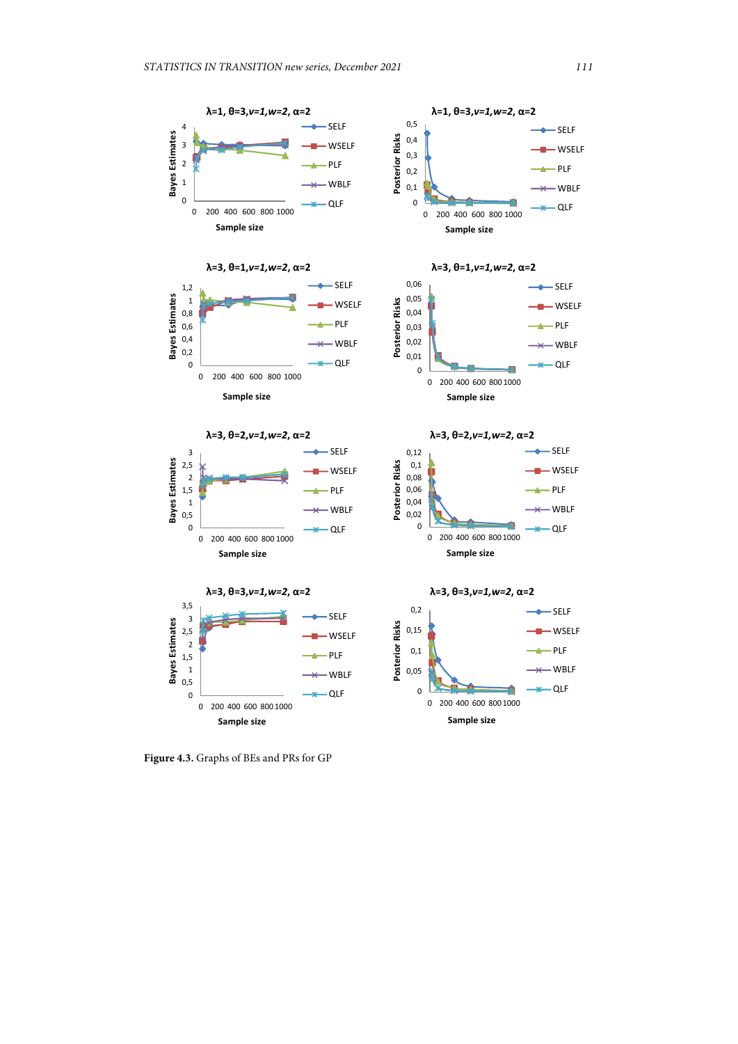**Figure 4.3.** Graphs of BEs and PRs for GP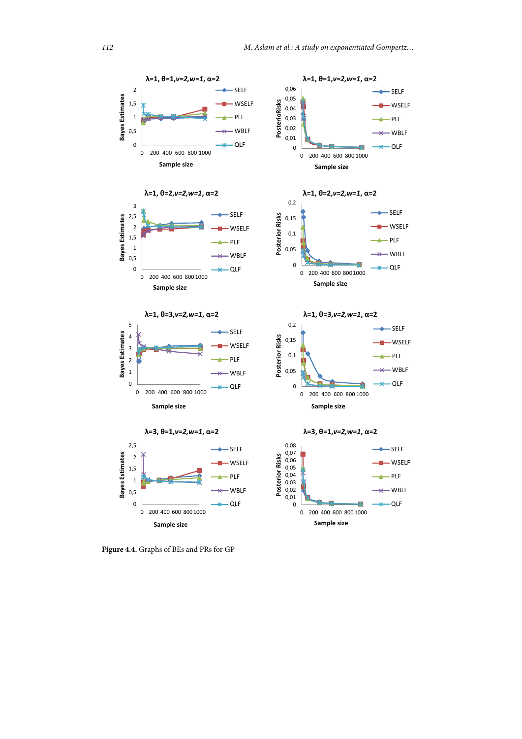Figure 4.4. Graphs of BEs and PRs for GP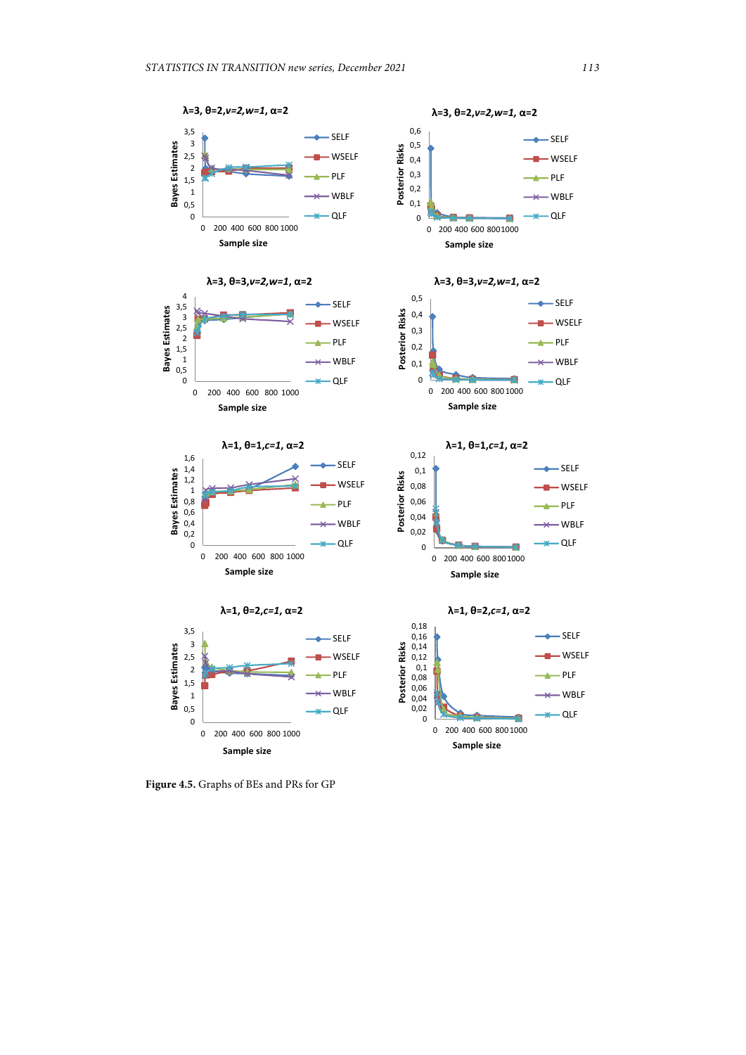**Figure 4.5.** Graphs of BEs and PRs for GP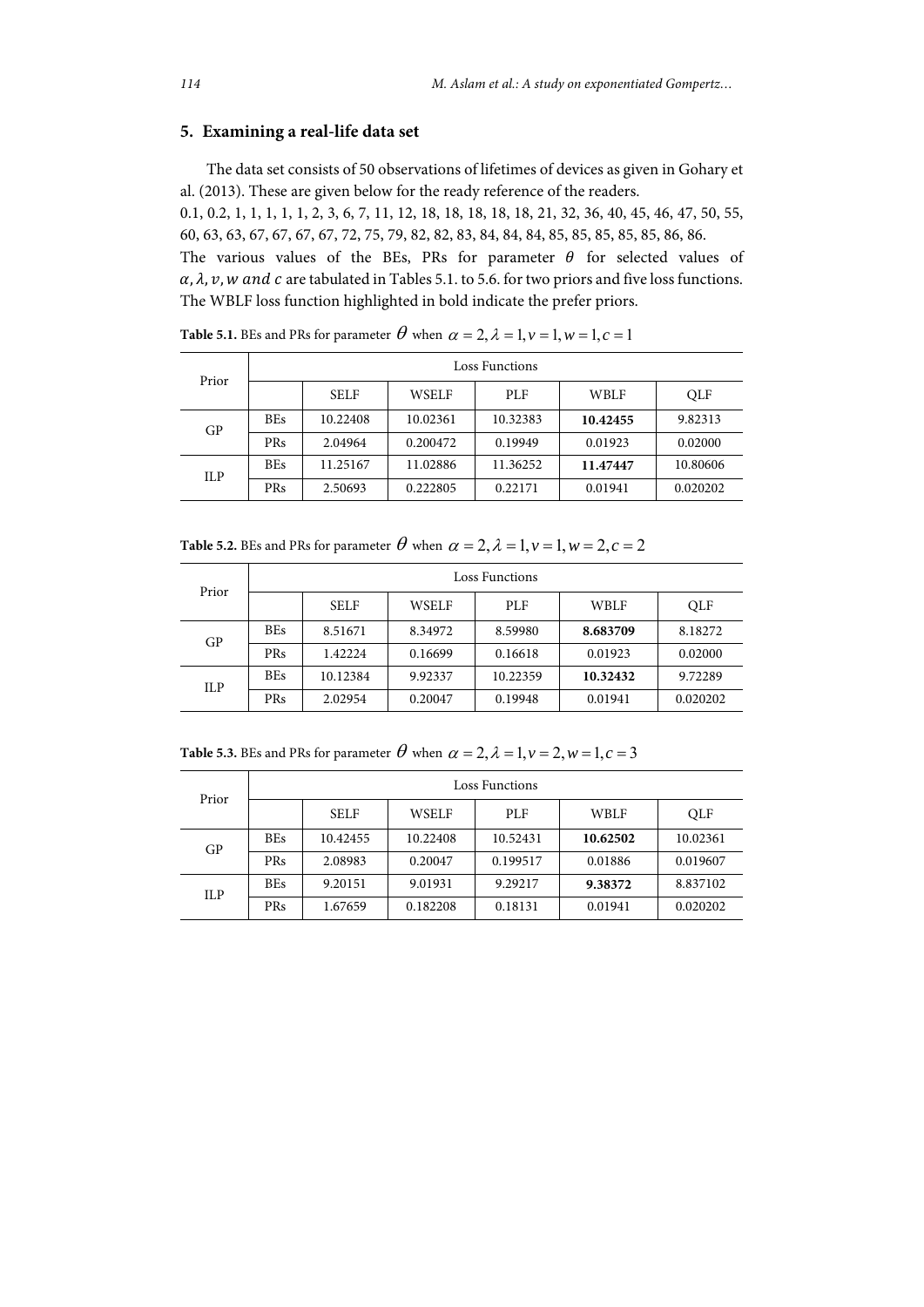## 5. Examining a real-life data set

The data set consists of 50 observations of lifetimes of devices as given in Gohary et al. (2013). These are given below for the ready reference of the readers.

0.1, 0.2, 1, 1, 1, 1, 1, 2, 3, 6, 7, 11, 12, 18, 18, 18, 18, 18, 21, 32, 36, 40, 45, 46, 47, 50, 55, 60, 63, 63, 67, 67, 67, 67, 72, 75, 79, 82, 82, 83, 84, 84, 84, 85, 85, 85, 85, 85, 86, 86.

The various values of the BEs, PRs for parameter $\theta$ for selected values of $\alpha, \lambda, v, w$ *and* $c$ are tabulated in Tables 5.1. to 5.6. for two priors and five loss functions. The WBLF loss function highlighted in bold indicate the prefer priors.

**Table 5.1.** BEs and PRs for parameter $\theta$ when $\alpha = 2, \lambda = 1, v = 1, w = 1, c = 1$

| Prior | | Loss Functions | | | | |
|---|---|---|---|---|---|---|
| | | SELF | WSELF | PLF | WBLF | QLF |
| GP | BEs | 10.22408 | 10.02361 | 10.32383 | **10.42455** | 9.82313 |
| | PRs | 2.04964 | 0.200472 | 0.19949 | 0.01923 | 0.02000 |
| ILP | BEs | 11.25167 | 11.02886 | 11.36252 | **11.47447** | 10.80606 |
| | PRs | 2.50693 | 0.222805 | 0.22171 | 0.01941 | 0.020202 |

**Table 5.2.** BEs and PRs for parameter $\theta$ when $\alpha = 2, \lambda = 1, v = 1, w = 2, c = 2$

| Prior | | Loss Functions | | | | |
|---|---|---|---|---|---|---|
| | | SELF | WSELF | PLF | WBLF | QLF |
| GP | BEs | 8.51671 | 8.34972 | 8.59980 | **8.683709** | 8.18272 |
| | PRs | 1.42224 | 0.16699 | 0.16618 | 0.01923 | 0.02000 |
| ILP | BEs | 10.12384 | 9.92337 | 10.22359 | **10.32432** | 9.72289 |
| | PRs | 2.02954 | 0.20047 | 0.19948 | 0.01941 | 0.020202 |

**Table 5.3.** BEs and PRs for parameter $\theta$ when $\alpha = 2, \lambda = 1, v = 2, w = 1, c = 3$

| Prior | | Loss Functions | | | | |
|---|---|---|---|---|---|---|
| | | SELF | WSELF | PLF | WBLF | QLF |
| GP | BEs | 10.42455 | 10.22408 | 10.52431 | **10.62502** | 10.02361 |
| | PRs | 2.08983 | 0.20047 | 0.199517 | 0.01886 | 0.019607 |
| ILP | BEs | 9.20151 | 9.01931 | 9.29217 | **9.38372** | 8.837102 |
| | PRs | 1.67659 | 0.182208 | 0.18131 | 0.01941 | 0.020202 |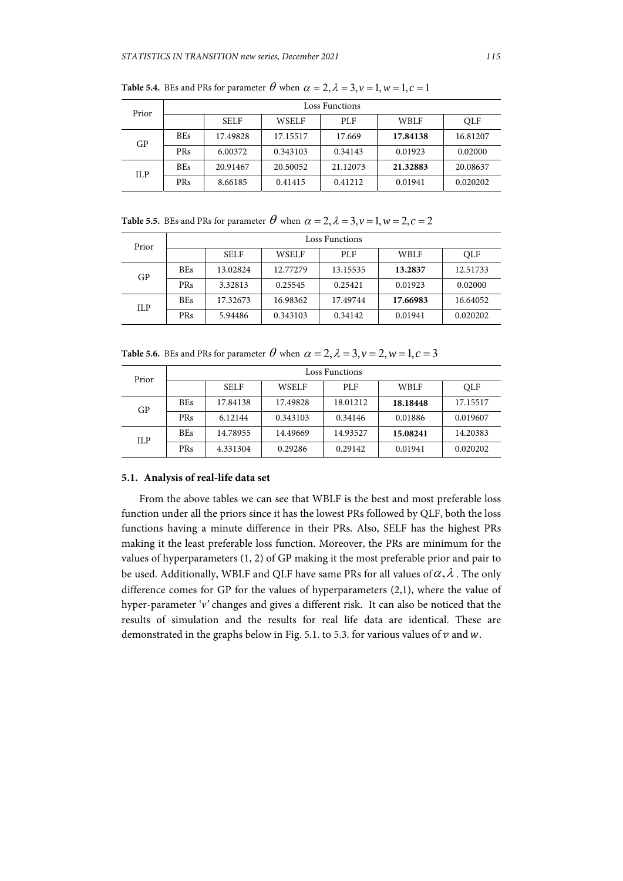**Table 5.4.** BEs and PRs for parameter $\theta$ when $\alpha = 2, \lambda = 3, v = 1, w = 1, c = 1$

| Prior | | Loss Functions | | | | |
|---|---|---|---|---|---|---|
| | | SELF | WSELF | PLF | WBLF | QLF |
| GP | BEs | 17.49828 | 17.15517 | 17.669 | **17.84138** | 16.81207 |
| | PRs | 6.00372 | 0.343103 | 0.34143 | 0.01923 | 0.02000 |
| ILP | BEs | 20.91467 | 20.50052 | 21.12073 | **21.32883** | 20.08637 |
| | PRs | 8.66185 | 0.41415 | 0.41212 | 0.01941 | 0.020202 |

**Table 5.5.** BEs and PRs for parameter $\theta$ when $\alpha = 2, \lambda = 3, v = 1, w = 2, c = 2$

| Prior | | Loss Functions | | | | |
|---|---|---|---|---|---|---|
| | | SELF | WSELF | PLF | WBLF | QLF |
| GP | BEs | 13.02824 | 12.77279 | 13.15535 | **13.2837** | 12.51733 |
| | PRs | 3.32813 | 0.25545 | 0.25421 | 0.01923 | 0.02000 |
| ILP | BEs | 17.32673 | 16.98362 | 17.49744 | **17.66983** | 16.64052 |
| | PRs | 5.94486 | 0.343103 | 0.34142 | 0.01941 | 0.020202 |

**Table 5.6.** BEs and PRs for parameter $\theta$ when $\alpha = 2, \lambda = 3, v = 2, w = 1, c = 3$

| Prior | | Loss Functions | | | | |
|---|---|---|---|---|---|---|
| | | SELF | WSELF | PLF | WBLF | QLF |
| GP | BEs | 17.84138 | 17.49828 | 18.01212 | **18.18448** | 17.15517 |
| | PRs | 6.12144 | 0.343103 | 0.34146 | 0.01886 | 0.019607 |
| ILP | BEs | 14.78955 | 14.49669 | 14.93527 | **15.08241** | 14.20383 |
| | PRs | 4.331304 | 0.29286 | 0.29142 | 0.01941 | 0.020202 |

### 5.1. Analysis of real-life data set

From the above tables we can see that WBLF is the best and most preferable loss function under all the priors since it has the lowest PRs followed by QLF, both the loss functions having a minute difference in their PRs. Also, SELF has the highest PRs making it the least preferable loss function. Moreover, the PRs are minimum for the values of hyperparameters (1, 2) of GP making it the most preferable prior and pair to be used. Additionally, WBLF and QLF have same PRs for all values of $\alpha, \lambda$. The only difference comes for GP for the values of hyperparameters (2,1), where the value of hyper-parameter '$v$' changes and gives a different risk. It can also be noticed that the results of simulation and the results for real life data are identical. These are demonstrated in the graphs below in Fig. 5.1. to 5.3. for various values of $v$ and $w$.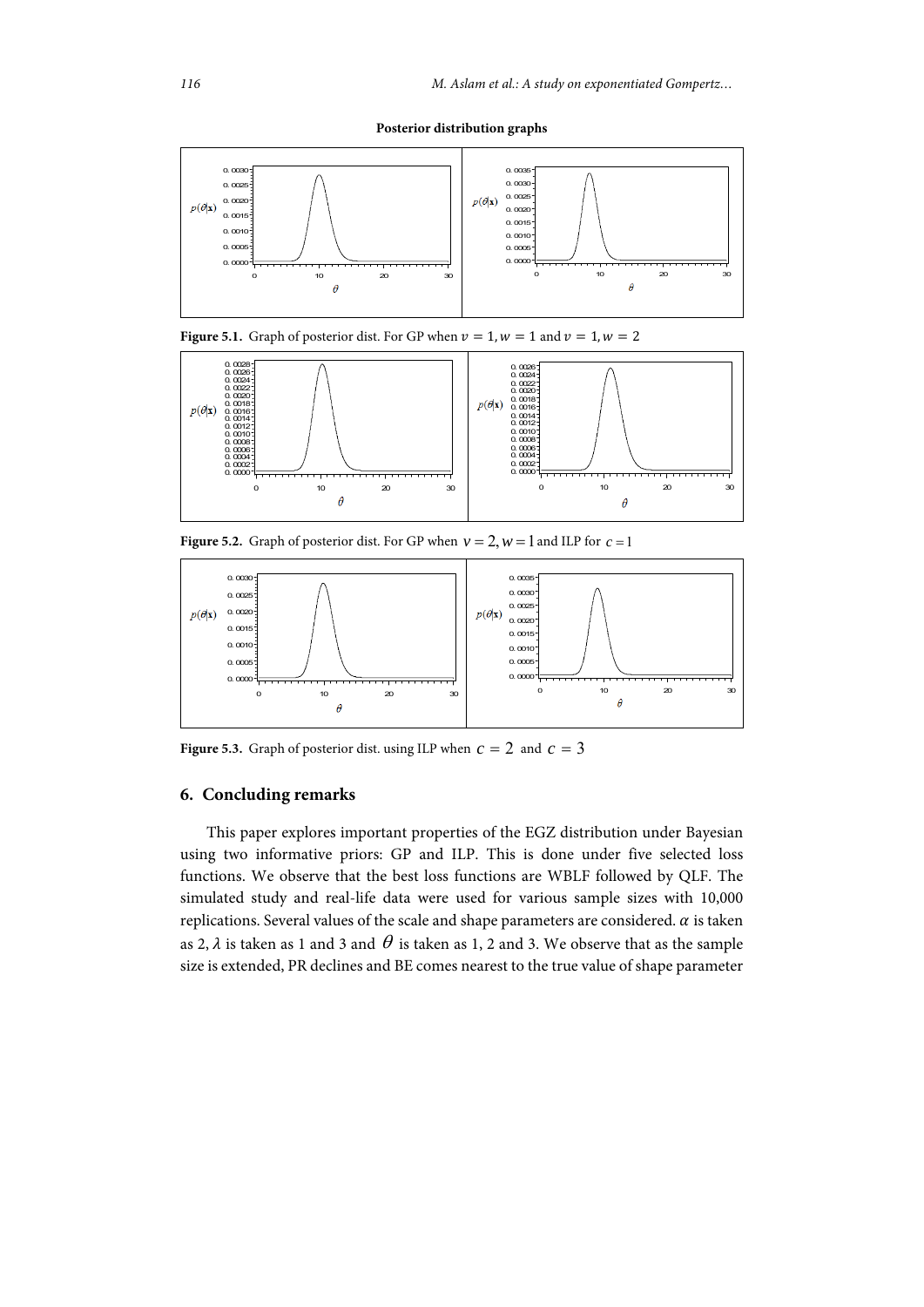**Posterior distribution graphs**

**Figure 5.1.** Graph of posterior dist. For GP when $v = 1, w = 1$ and $v = 1, w = 2$

**Figure 5.2.** Graph of posterior dist. For GP when $v = 2, w = 1$ and ILP for $c = 1$

**Figure 5.3.** Graph of posterior dist. using ILP when $c = 2$ and $c = 3$

## 6. Concluding remarks

This paper explores important properties of the EGZ distribution under Bayesian using two informative priors: GP and ILP. This is done under five selected loss functions. We observe that the best loss functions are WBLF followed by QLF. The simulated study and real-life data were used for various sample sizes with 10,000 replications. Several values of the scale and shape parameters are considered. $\alpha$ is taken as 2, $\lambda$ is taken as 1 and 3 and $\theta$ is taken as 1, 2 and 3. We observe that as the sample size is extended, PR declines and BE comes nearest to the true value of shape parameter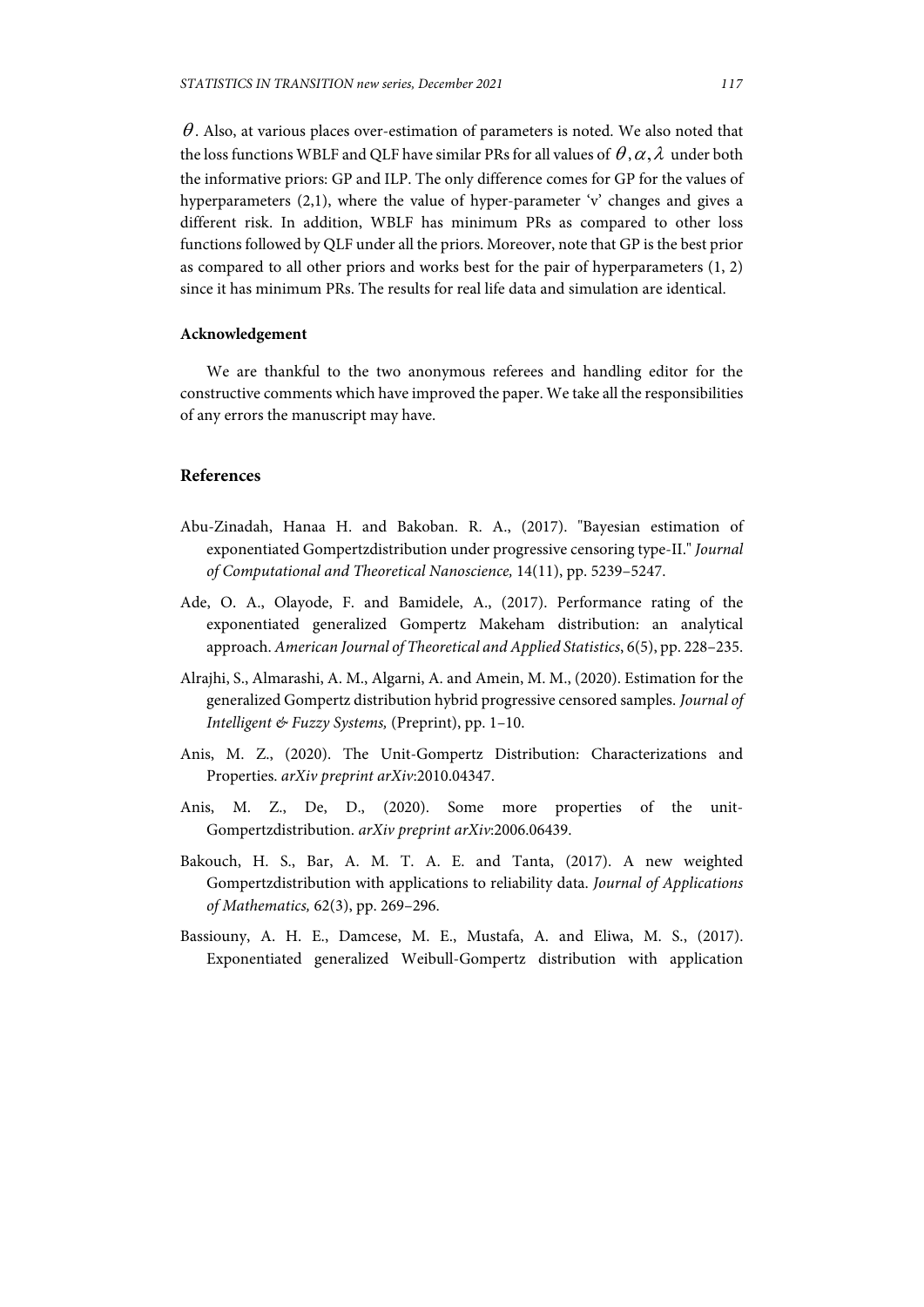$\theta$. Also, at various places over-estimation of parameters is noted. We also noted that the loss functions WBLF and QLF have similar PRs for all values of $\theta, \alpha, \lambda$ under both the informative priors: GP and ILP. The only difference comes for GP for the values of hyperparameters (2,1), where the value of hyper-parameter 'v' changes and gives a different risk. In addition, WBLF has minimum PRs as compared to other loss functions followed by QLF under all the priors. Moreover, note that GP is the best prior as compared to all other priors and works best for the pair of hyperparameters (1, 2) since it has minimum PRs. The results for real life data and simulation are identical.

### Acknowledgement

We are thankful to the two anonymous referees and handling editor for the constructive comments which have improved the paper. We take all the responsibilities of any errors the manuscript may have.

## References

Abu-Zinadah, Hanaa H. and Bakoban. R. A., (2017). "Bayesian estimation of exponentiated Gompertzdistribution under progressive censoring type-II." *Journal of Computational and Theoretical Nanoscience,* 14(11), pp. 5239–5247.

Ade, O. A., Olayode, F. and Bamidele, A., (2017). Performance rating of the exponentiated generalized Gompertz Makeham distribution: an analytical approach. *American Journal of Theoretical and Applied Statistics*, 6(5), pp. 228–235.

Alrajhi, S., Almarashi, A. M., Algarni, A. and Amein, M. M., (2020). Estimation for the generalized Gompertz distribution hybrid progressive censored samples. *Journal of Intelligent & Fuzzy Systems,* (Preprint), pp. 1–10.

Anis, M. Z., (2020). The Unit-Gompertz Distribution: Characterizations and Properties. *arXiv preprint arXiv*:2010.04347.

Anis, M. Z., De, D., (2020). Some more properties of the unit-Gompertzdistribution. *arXiv preprint arXiv*:2006.06439.

Bakouch, H. S., Bar, A. M. T. A. E. and Tanta, (2017). A new weighted Gompertzdistribution with applications to reliability data. *Journal of Applications of Mathematics,* 62(3), pp. 269–296.

Bassiouny, A. H. E., Damcese, M. E., Mustafa, A. and Eliwa, M. S., (2017). Exponentiated generalized Weibull-Gompertz distribution with application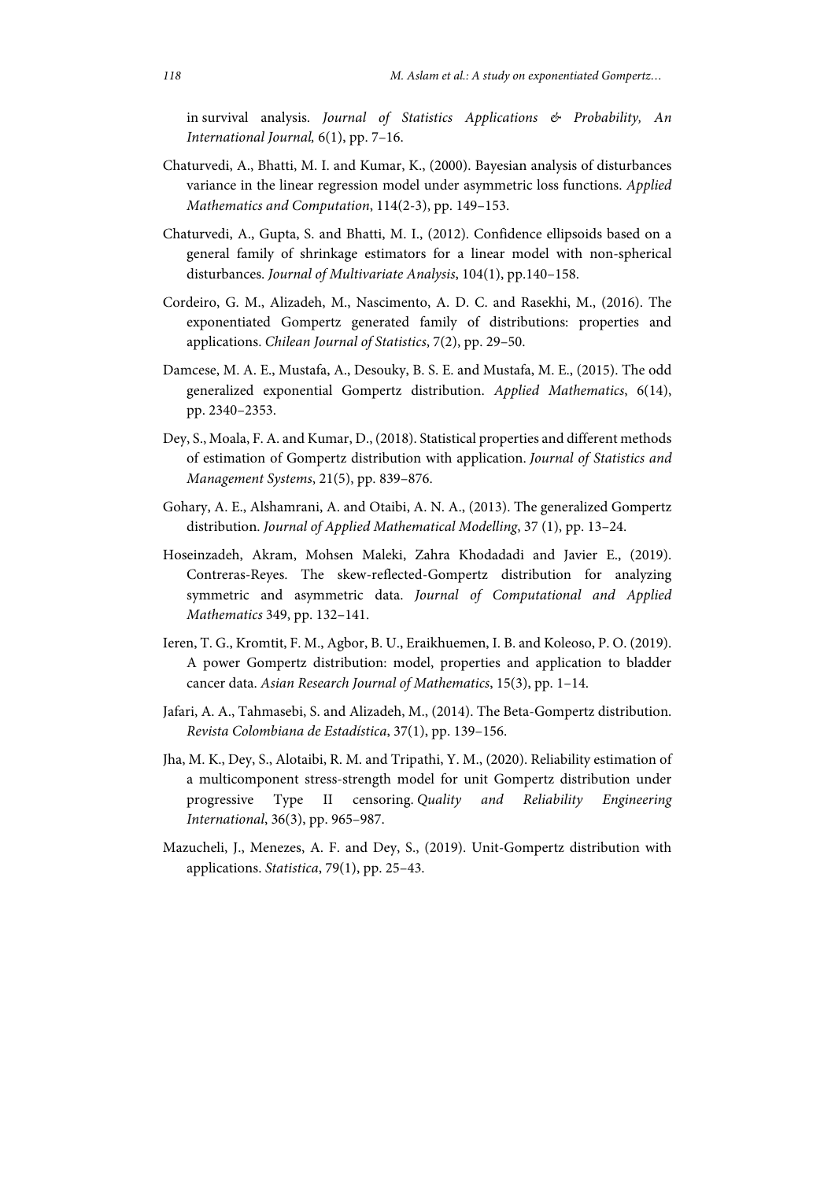in survival analysis. *Journal of Statistics Applications & Probability, An International Journal,* 6(1), pp. 7–16.

Chaturvedi, A., Bhatti, M. I. and Kumar, K., (2000). Bayesian analysis of disturbances variance in the linear regression model under asymmetric loss functions. *Applied Mathematics and Computation*, 114(2-3), pp. 149–153.

Chaturvedi, A., Gupta, S. and Bhatti, M. I., (2012). Confidence ellipsoids based on a general family of shrinkage estimators for a linear model with non-spherical disturbances. *Journal of Multivariate Analysis*, 104(1), pp.140–158.

Cordeiro, G. M., Alizadeh, M., Nascimento, A. D. C. and Rasekhi, M., (2016). The exponentiated Gompertz generated family of distributions: properties and applications. *Chilean Journal of Statistics*, 7(2), pp. 29–50.

Damcese, M. A. E., Mustafa, A., Desouky, B. S. E. and Mustafa, M. E., (2015). The odd generalized exponential Gompertz distribution. *Applied Mathematics*, 6(14), pp. 2340–2353.

Dey, S., Moala, F. A. and Kumar, D., (2018). Statistical properties and different methods of estimation of Gompertz distribution with application. *Journal of Statistics and Management Systems*, 21(5), pp. 839–876.

Gohary, A. E., Alshamrani, A. and Otaibi, A. N. A., (2013). The generalized Gompertz distribution. *Journal of Applied Mathematical Modelling*, 37 (1), pp. 13–24.

Hoseinzadeh, Akram, Mohsen Maleki, Zahra Khodadadi and Javier E., (2019). Contreras-Reyes. The skew-reflected-Gompertz distribution for analyzing symmetric and asymmetric data. *Journal of Computational and Applied Mathematics* 349, pp. 132–141.

Ieren, T. G., Kromtit, F. M., Agbor, B. U., Eraikhuemen, I. B. and Koleoso, P. O. (2019). A power Gompertz distribution: model, properties and application to bladder cancer data. *Asian Research Journal of Mathematics*, 15(3), pp. 1–14.

Jafari, A. A., Tahmasebi, S. and Alizadeh, M., (2014). The Beta-Gompertz distribution. *Revista Colombiana de Estadística*, 37(1), pp. 139–156.

Jha, M. K., Dey, S., Alotaibi, R. M. and Tripathi, Y. M., (2020). Reliability estimation of a multicomponent stress-strength model for unit Gompertz distribution under progressive Type II censoring. *Quality and Reliability Engineering International*, 36(3), pp. 965–987.

Mazucheli, J., Menezes, A. F. and Dey, S., (2019). Unit-Gompertz distribution with applications. *Statistica*, 79(1), pp. 25–43.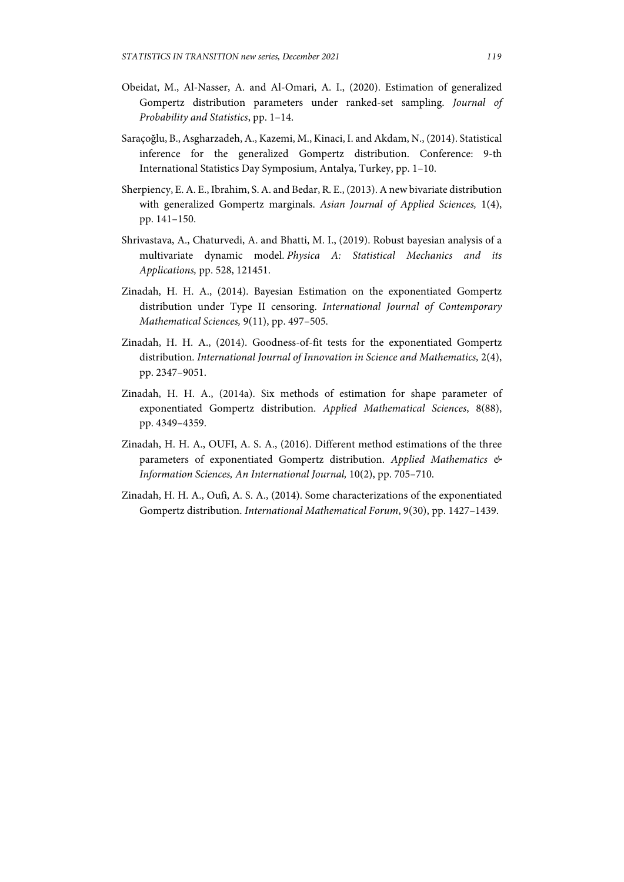Obeidat, M., Al-Nasser, A. and Al-Omari, A. I., (2020). Estimation of generalized Gompertz distribution parameters under ranked-set sampling. *Journal of Probability and Statistics*, pp. 1–14.

Saraçoğlu, B., Asgharzadeh, A., Kazemi, M., Kinaci, I. and Akdam, N., (2014). Statistical inference for the generalized Gompertz distribution. Conference: 9-th International Statistics Day Symposium, Antalya, Turkey, pp. 1–10.

Sherpiency, E. A. E., Ibrahim, S. A. and Bedar, R. E., (2013). A new bivariate distribution with generalized Gompertz marginals. *Asian Journal of Applied Sciences,* 1(4), pp. 141–150.

Shrivastava, A., Chaturvedi, A. and Bhatti, M. I., (2019). Robust bayesian analysis of a multivariate dynamic model. *Physica A: Statistical Mechanics and its Applications,* pp. 528, 121451.

Zinadah, H. H. A., (2014). Bayesian Estimation on the exponentiated Gompertz distribution under Type II censoring. *International Journal of Contemporary Mathematical Sciences,* 9(11), pp. 497–505.

Zinadah, H. H. A., (2014). Goodness-of-fit tests for the exponentiated Gompertz distribution. *International Journal of Innovation in Science and Mathematics,* 2(4), pp. 2347–9051.

Zinadah, H. H. A., (2014a). Six methods of estimation for shape parameter of exponentiated Gompertz distribution. *Applied Mathematical Sciences*, 8(88), pp. 4349–4359.

Zinadah, H. H. A., OUFI, A. S. A., (2016). Different method estimations of the three parameters of exponentiated Gompertz distribution. *Applied Mathematics & Information Sciences, An International Journal,* 10(2), pp. 705–710.

Zinadah, H. H. A., Oufi, A. S. A., (2014). Some characterizations of the exponentiated Gompertz distribution. *International Mathematical Forum*, 9(30), pp. 1427–1439.